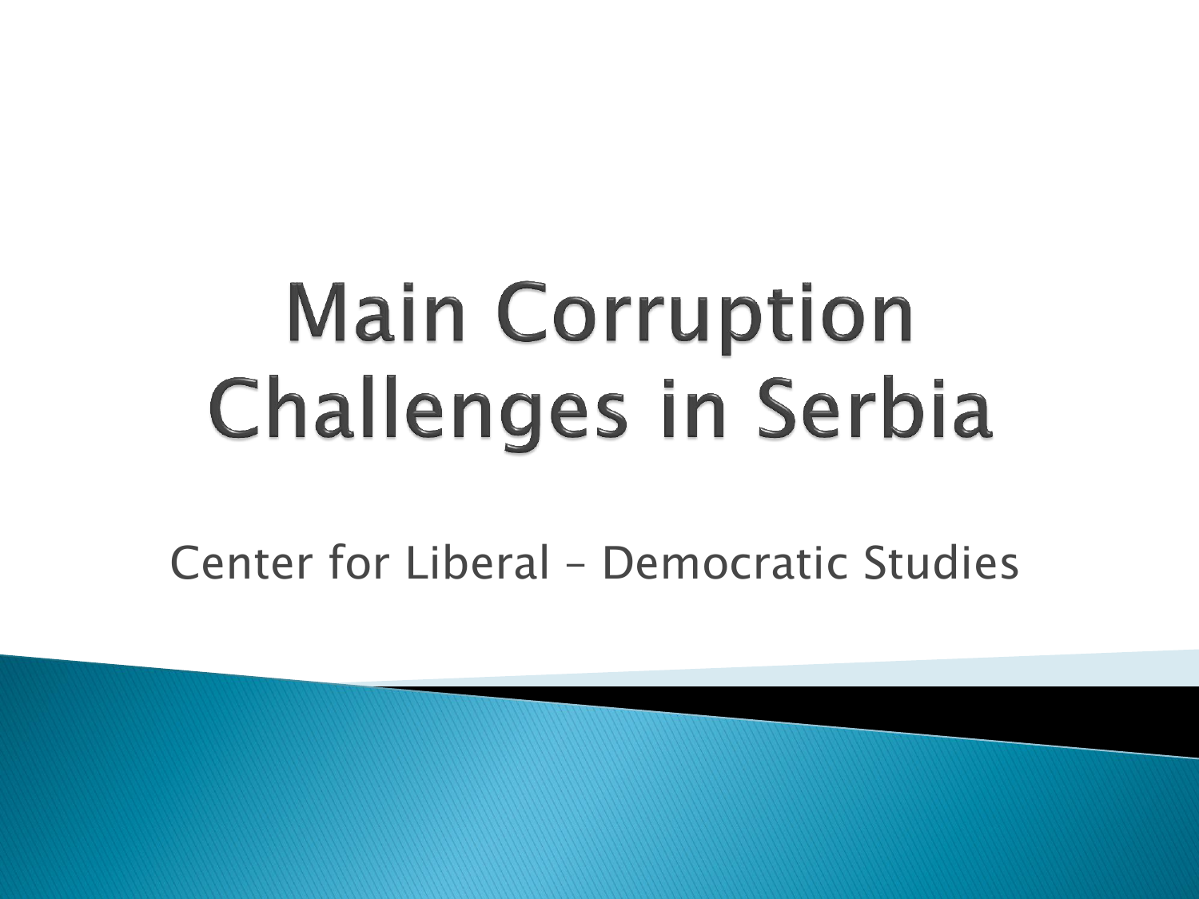# Main Corruption Challenges in Serbia

Center for Liberal – Democratic Studies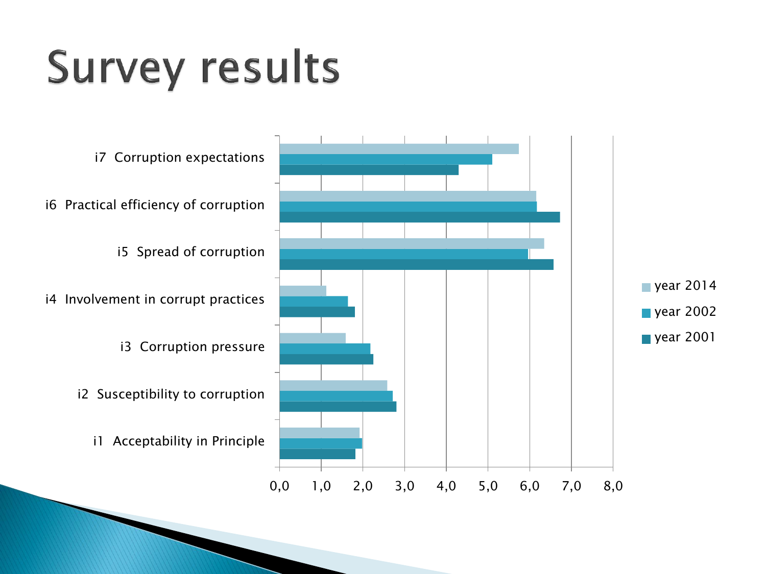# Survey results

i7 Corruption expectations

i6 Practical efficiency of corruption

i5 Spread of corruption

i4 Involvement in corrupt practices

i3 Corruption pressure

i2 Susceptibility to corruption

i1 Acceptability in Principle

0,0 1,0 2,0 3,0 4,0 5,0 6,0 7,0 8,0

year 2014

year 2002

year 2001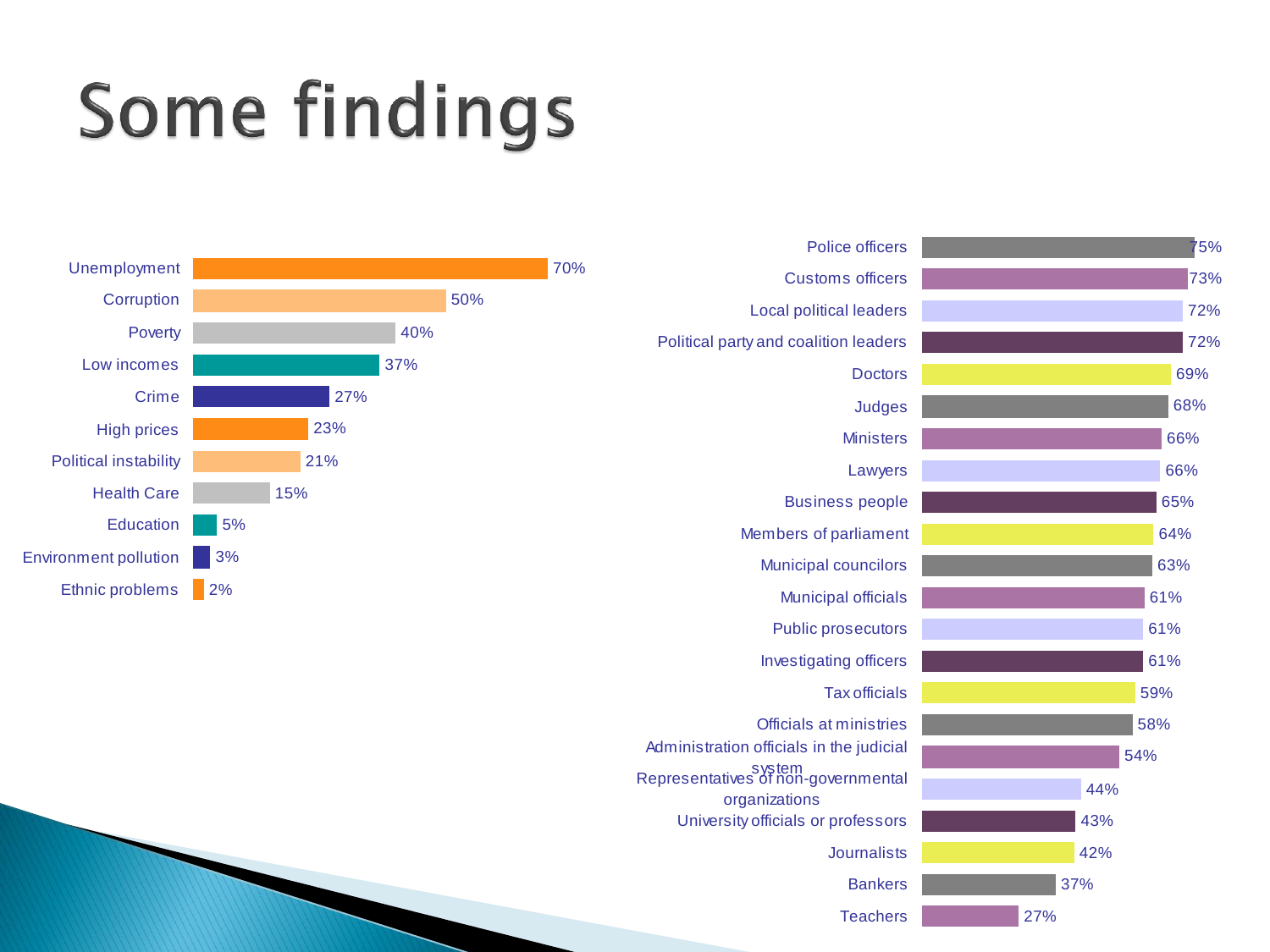# Some findings

| Problem | % |
|---|---|
| Unemployment | 70% |
| Corruption | 50% |
| Poverty | 40% |
| Low incomes | 37% |
| Crime | 27% |
| High prices | 23% |
| Political instability | 21% |
| Health Care | 15% |
| Education | 5% |
| Environment pollution | 3% |
| Ethnic problems | 2% |

| Group | % |
|---|---|
| Police officers | 75% |
| Customs officers | 73% |
| Local political leaders | 72% |
| Political party and coalition leaders | 72% |
| Doctors | 69% |
| Judges | 68% |
| Ministers | 66% |
| Lawyers | 66% |
| Business people | 65% |
| Members of parliament | 64% |
| Municipal councilors | 63% |
| Municipal officials | 61% |
| Public prosecutors | 61% |
| Investigating officers | 61% |
| Tax officials | 59% |
| Officials at ministries | 58% |
| Administration officials in the judicial system | 54% |
| Representatives of non-governmental organizations | 44% |
| University officials or professors | 43% |
| Journalists | 42% |
| Bankers | 37% |
| Teachers | 27% |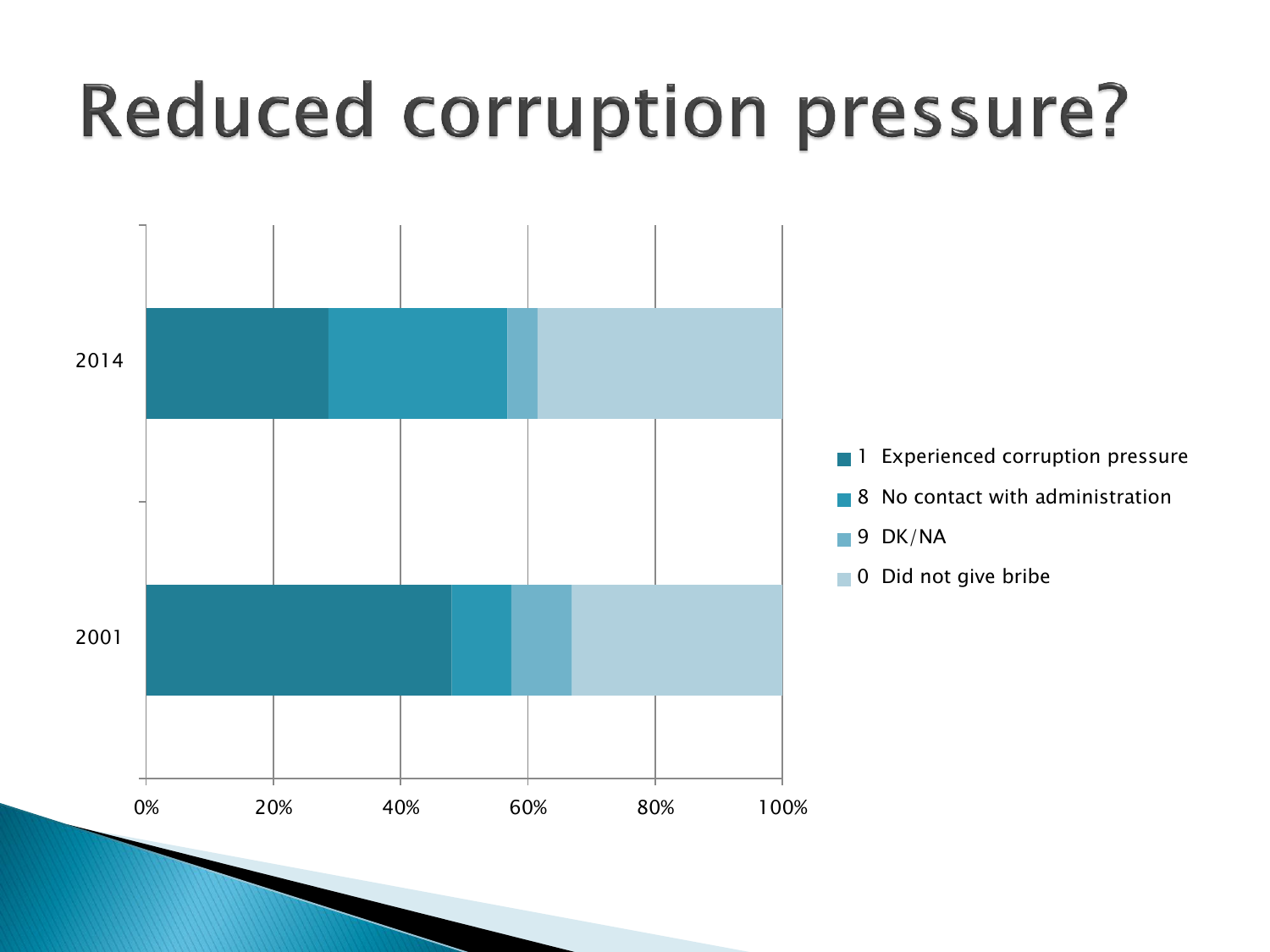# Reduced corruption pressure?

2014

2001

0% 20% 40% 60% 80% 100%

- 1 Experienced corruption pressure
- 8 No contact with administration
- 9 DK/NA
- 0 Did not give bribe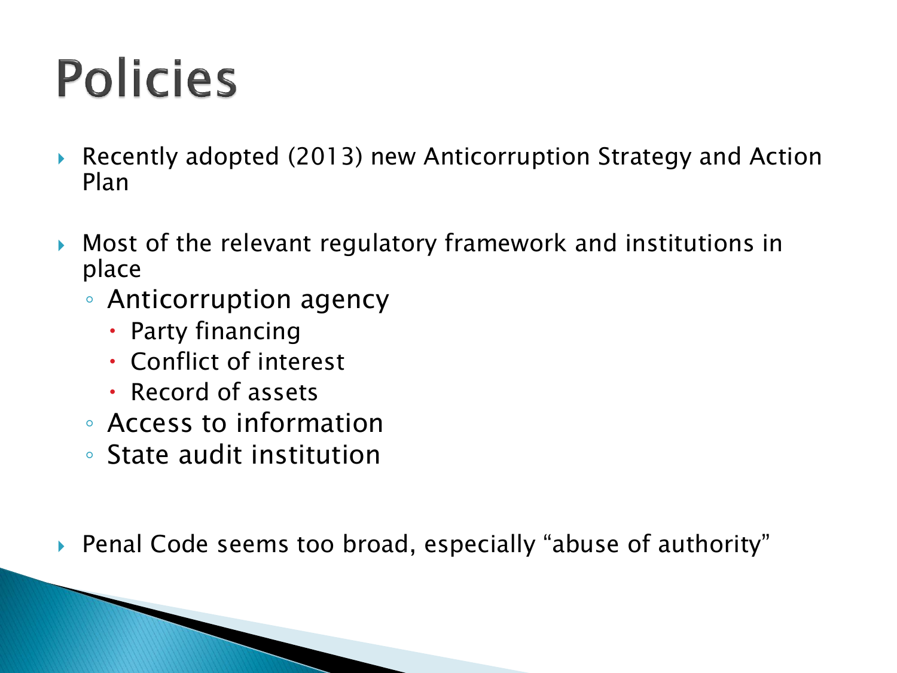# Policies

- Recently adopted (2013) new Anticorruption Strategy and Action Plan
- Most of the relevant regulatory framework and institutions in place
  - Anticorruption agency
    - Party financing
    - Conflict of interest
    - Record of assets
  - Access to information
  - State audit institution
- Penal Code seems too broad, especially "abuse of authority"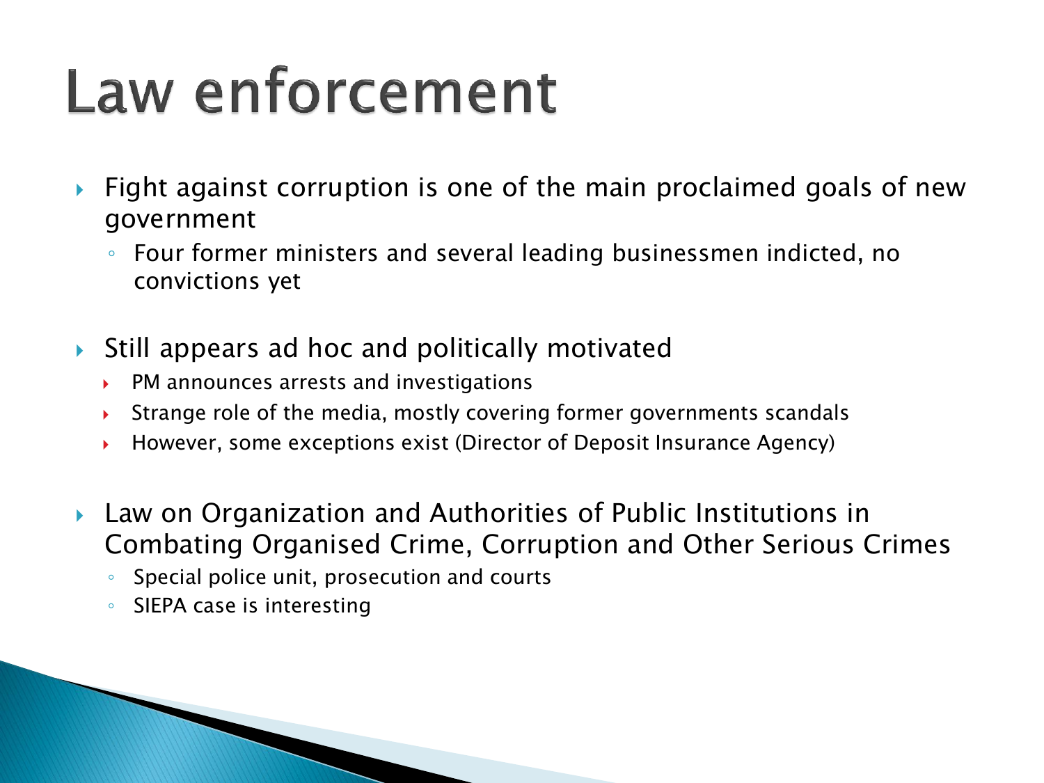# Law enforcement

- Fight against corruption is one of the main proclaimed goals of new government
  - Four former ministers and several leading businessmen indicted, no convictions yet
- Still appears ad hoc and politically motivated
  - PM announces arrests and investigations
  - Strange role of the media, mostly covering former governments scandals
  - However, some exceptions exist (Director of Deposit Insurance Agency)
- Law on Organization and Authorities of Public Institutions in Combating Organised Crime, Corruption and Other Serious Crimes
  - Special police unit, prosecution and courts
  - SIEPA case is interesting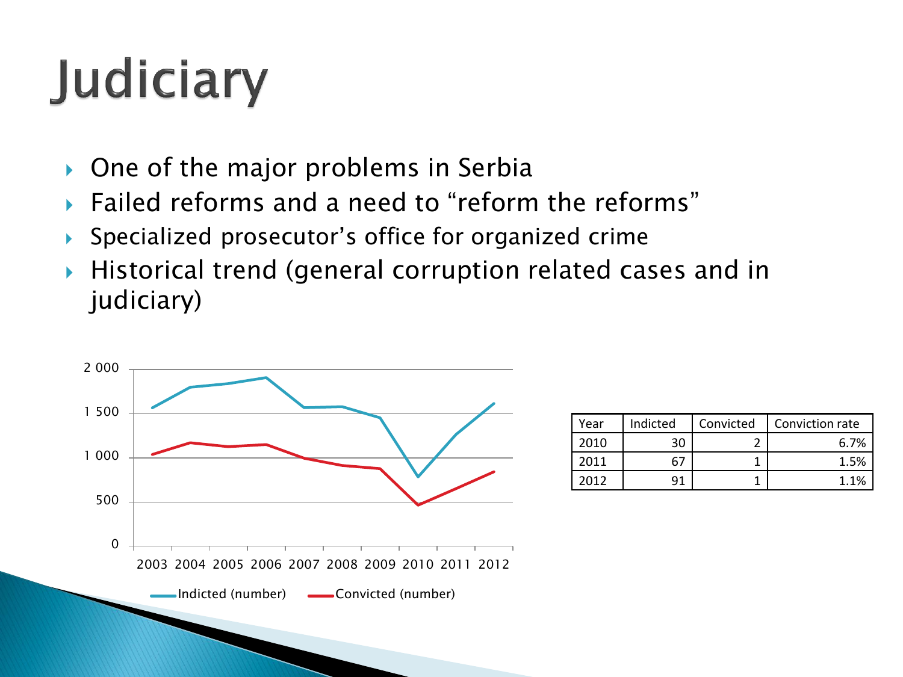# Judiciary

- One of the major problems in Serbia
- Failed reforms and a need to "reform the reforms"
- Specialized prosecutor's office for organized crime
- Historical trend (general corruption related cases and in judiciary)

| Year | Indicted | Convicted | Conviction rate |
|---|---|---|---|
| 2010 | 30 | 2 | 6.7% |
| 2011 | 67 | 1 | 1.5% |
| 2012 | 91 | 1 | 1.1% |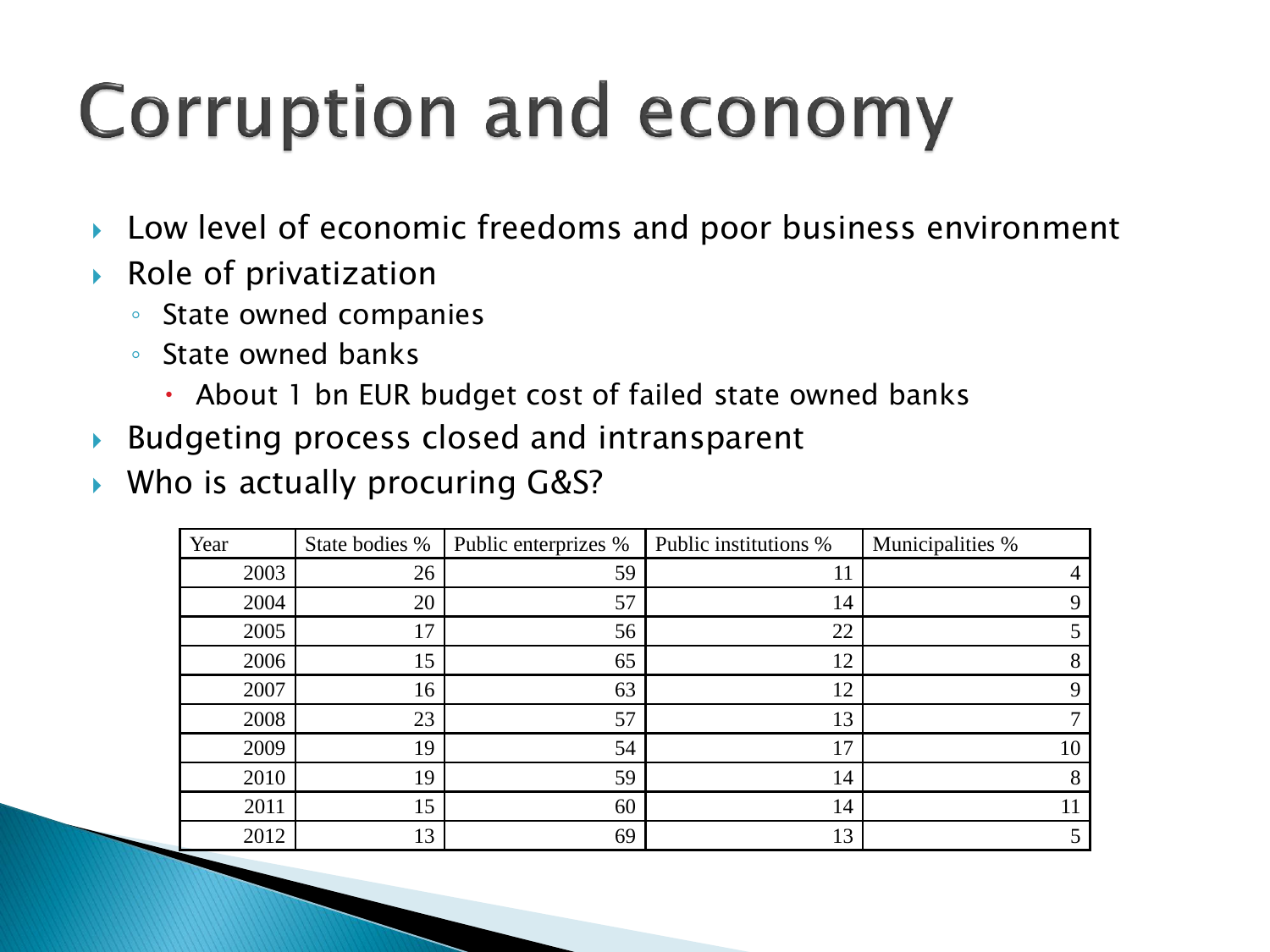# Corruption and economy

- Low level of economic freedoms and poor business environment
- Role of privatization
  - State owned companies
  - State owned banks
    - About 1 bn EUR budget cost of failed state owned banks
- Budgeting process closed and intransparent
- Who is actually procuring G&S?

| Year | State bodies % | Public enterprizes % | Public institutions % | Municipalities % |
|---|---|---|---|---|
| 2003 | 26 | 59 | 11 | 4 |
| 2004 | 20 | 57 | 14 | 9 |
| 2005 | 17 | 56 | 22 | 5 |
| 2006 | 15 | 65 | 12 | 8 |
| 2007 | 16 | 63 | 12 | 9 |
| 2008 | 23 | 57 | 13 | 7 |
| 2009 | 19 | 54 | 17 | 10 |
| 2010 | 19 | 59 | 14 | 8 |
| 2011 | 15 | 60 | 14 | 11 |
| 2012 | 13 | 69 | 13 | 5 |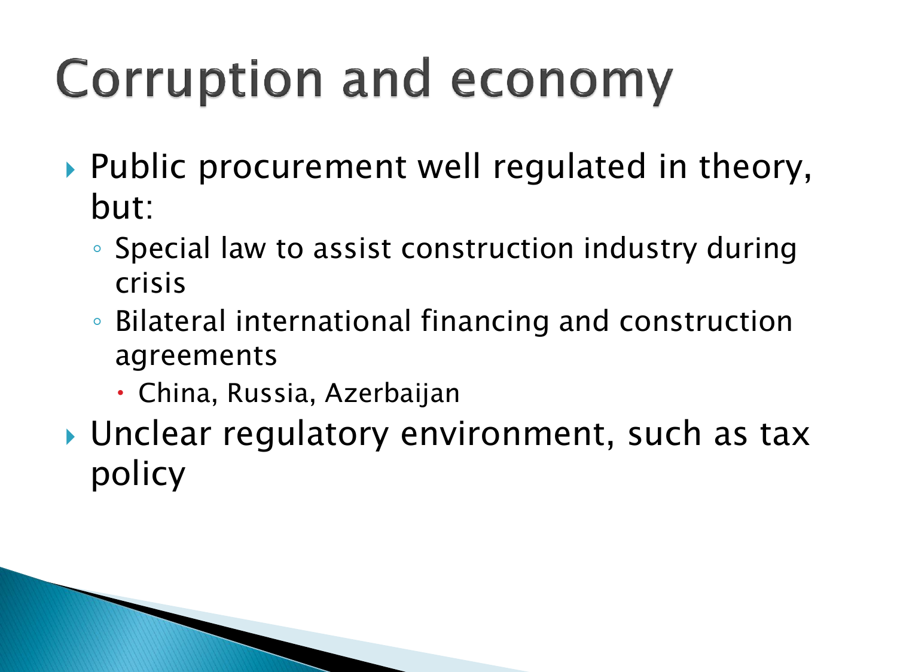# Corruption and economy

- Public procurement well regulated in theory, but:
  - Special law to assist construction industry during crisis
  - Bilateral international financing and construction agreements
    - China, Russia, Azerbaijan
- Unclear regulatory environment, such as tax policy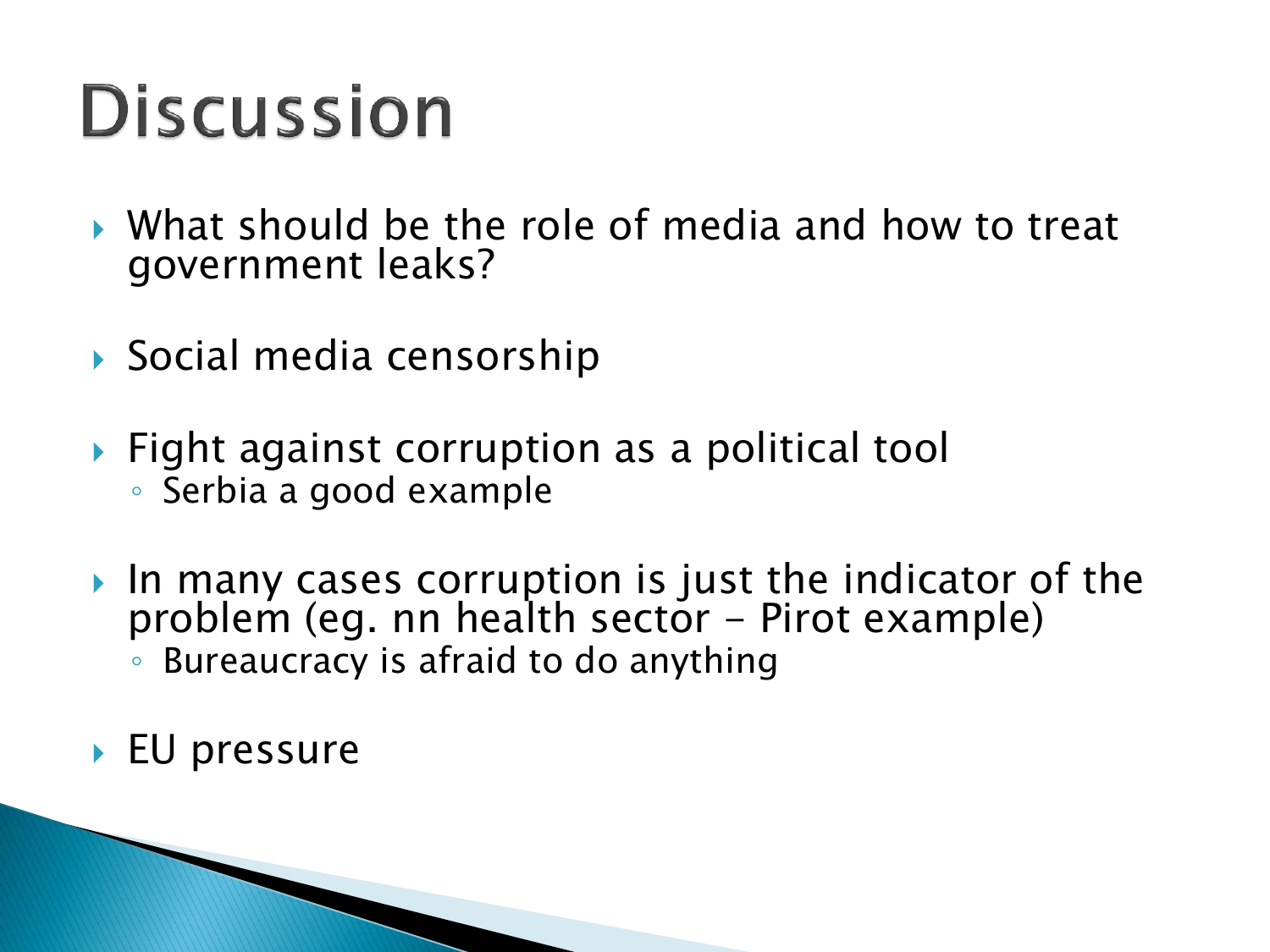# Discussion

- What should be the role of media and how to treat government leaks?
- Social media censorship
- Fight against corruption as a political tool
  - Serbia a good example
- In many cases corruption is just the indicator of the problem (eg. nn health sector – Pirot example)
  - Bureaucracy is afraid to do anything
- EU pressure